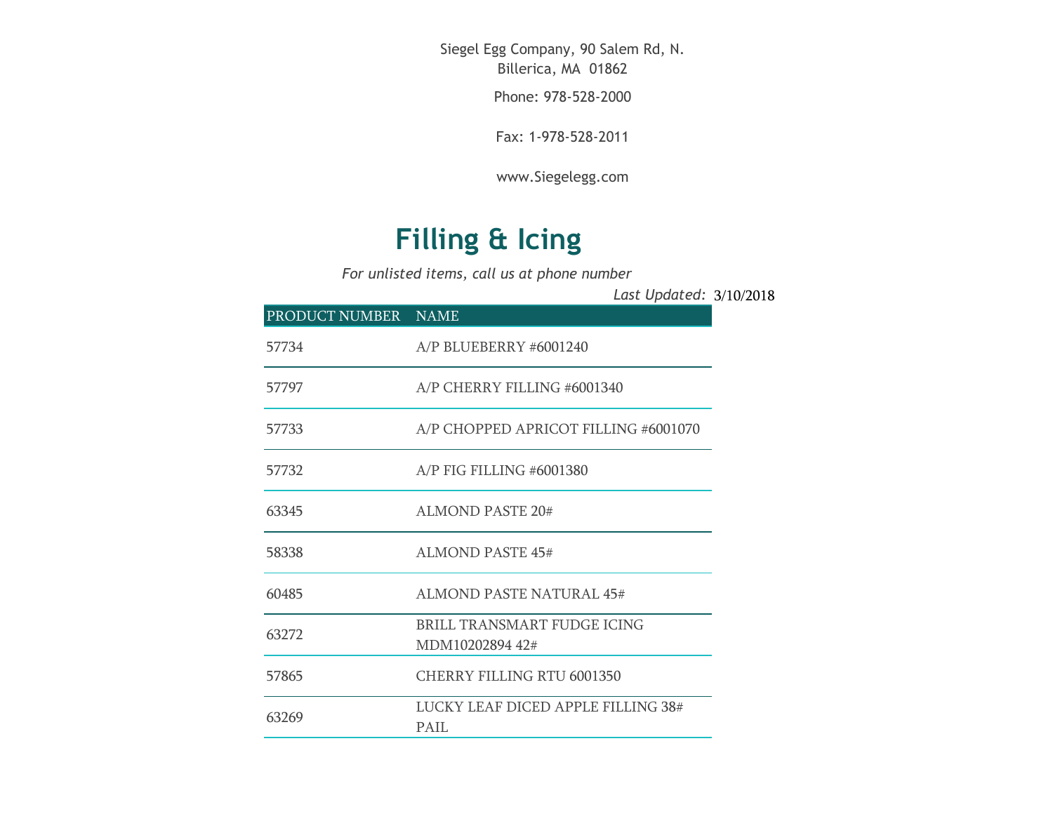Siegel Egg Company, 90 Salem Rd, N. Billerica, MA 01862

Phone: 978-528-2000

Fax: 1-978-528-2011

www.Siegelegg.com

# Filling & Icing

*For unlisted items, call us at phone number*

*Last Updated:* 3/10/2018

| PRODUCT NUMBER | NAME |
|---|---|
| 57734 | A/P BLUEBERRY #6001240 |
| 57797 | A/P CHERRY FILLING #6001340 |
| 57733 | A/P CHOPPED APRICOT FILLING #6001070 |
| 57732 | A/P FIG FILLING #6001380 |
| 63345 | ALMOND PASTE 20# |
| 58338 | ALMOND PASTE 45# |
| 60485 | ALMOND PASTE NATURAL 45# |
| 63272 | BRILL TRANSMART FUDGE ICING MDM10202894 42# |
| 57865 | CHERRY FILLING RTU 6001350 |
| 63269 | LUCKY LEAF DICED APPLE FILLING 38# PAIL |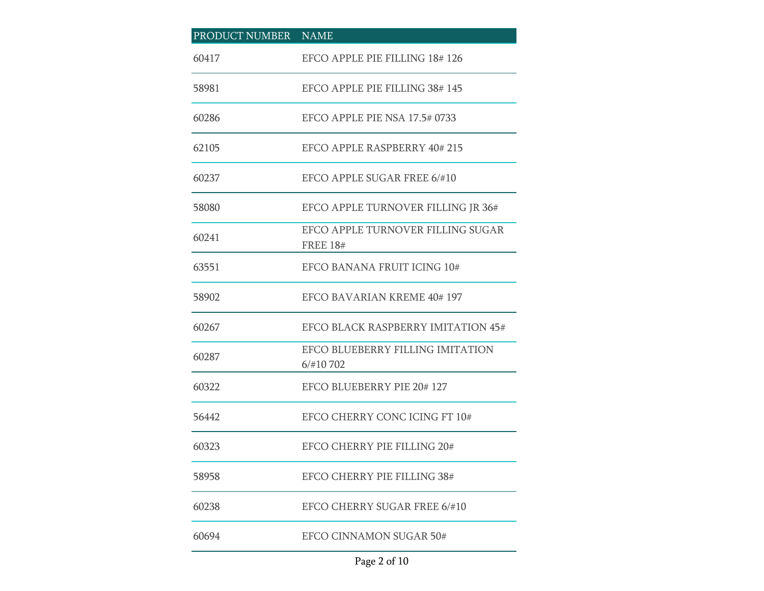| PRODUCT NUMBER | NAME |
| --- | --- |
| 60417 | EFCO APPLE PIE FILLING 18# 126 |
| 58981 | EFCO APPLE PIE FILLING 38# 145 |
| 60286 | EFCO APPLE PIE NSA 17.5# 0733 |
| 62105 | EFCO APPLE RASPBERRY 40# 215 |
| 60237 | EFCO APPLE SUGAR FREE 6/#10 |
| 58080 | EFCO APPLE TURNOVER FILLING JR 36# |
| 60241 | EFCO APPLE TURNOVER FILLING SUGAR FREE 18# |
| 63551 | EFCO BANANA FRUIT ICING 10# |
| 58902 | EFCO BAVARIAN KREME 40# 197 |
| 60267 | EFCO BLACK RASPBERRY IMITATION 45# |
| 60287 | EFCO BLUEBERRY FILLING IMITATION 6/#10 702 |
| 60322 | EFCO BLUEBERRY PIE 20# 127 |
| 56442 | EFCO CHERRY CONC ICING FT 10# |
| 60323 | EFCO CHERRY PIE FILLING 20# |
| 58958 | EFCO CHERRY PIE FILLING 38# |
| 60238 | EFCO CHERRY SUGAR FREE 6/#10 |
| 60694 | EFCO CINNAMON SUGAR 50# |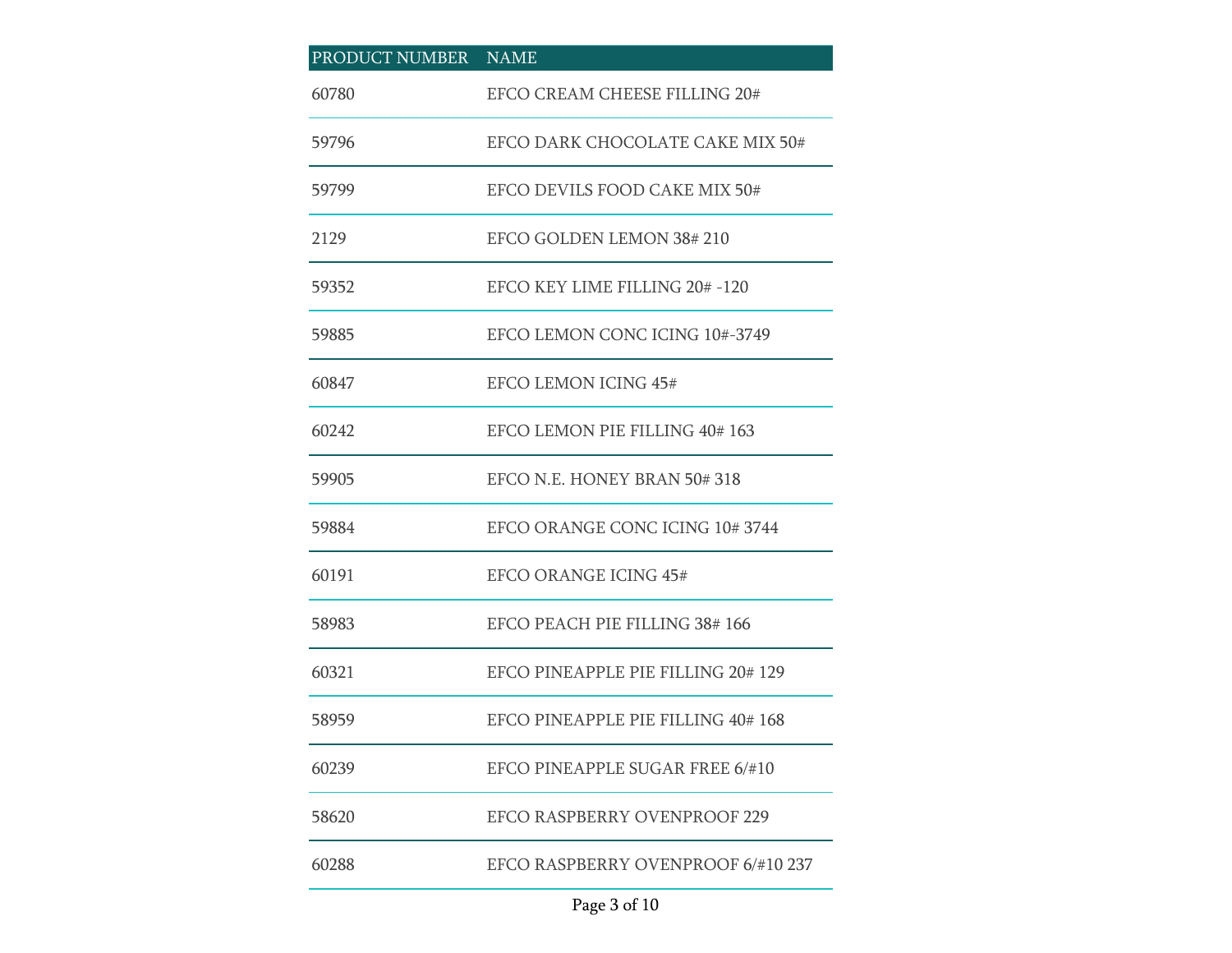| PRODUCT NUMBER | NAME |
| --- | --- |
| 60780 | EFCO CREAM CHEESE FILLING 20# |
| 59796 | EFCO DARK CHOCOLATE CAKE MIX 50# |
| 59799 | EFCO DEVILS FOOD CAKE MIX 50# |
| 2129 | EFCO GOLDEN LEMON 38# 210 |
| 59352 | EFCO KEY LIME FILLING 20# -120 |
| 59885 | EFCO LEMON CONC ICING 10#-3749 |
| 60847 | EFCO LEMON ICING 45# |
| 60242 | EFCO LEMON PIE FILLING 40# 163 |
| 59905 | EFCO N.E. HONEY BRAN 50# 318 |
| 59884 | EFCO ORANGE CONC ICING 10# 3744 |
| 60191 | EFCO ORANGE ICING 45# |
| 58983 | EFCO PEACH PIE FILLING 38# 166 |
| 60321 | EFCO PINEAPPLE PIE FILLING 20# 129 |
| 58959 | EFCO PINEAPPLE PIE FILLING 40# 168 |
| 60239 | EFCO PINEAPPLE SUGAR FREE 6/#10 |
| 58620 | EFCO RASPBERRY OVENPROOF 229 |
| 60288 | EFCO RASPBERRY OVENPROOF 6/#10 237 |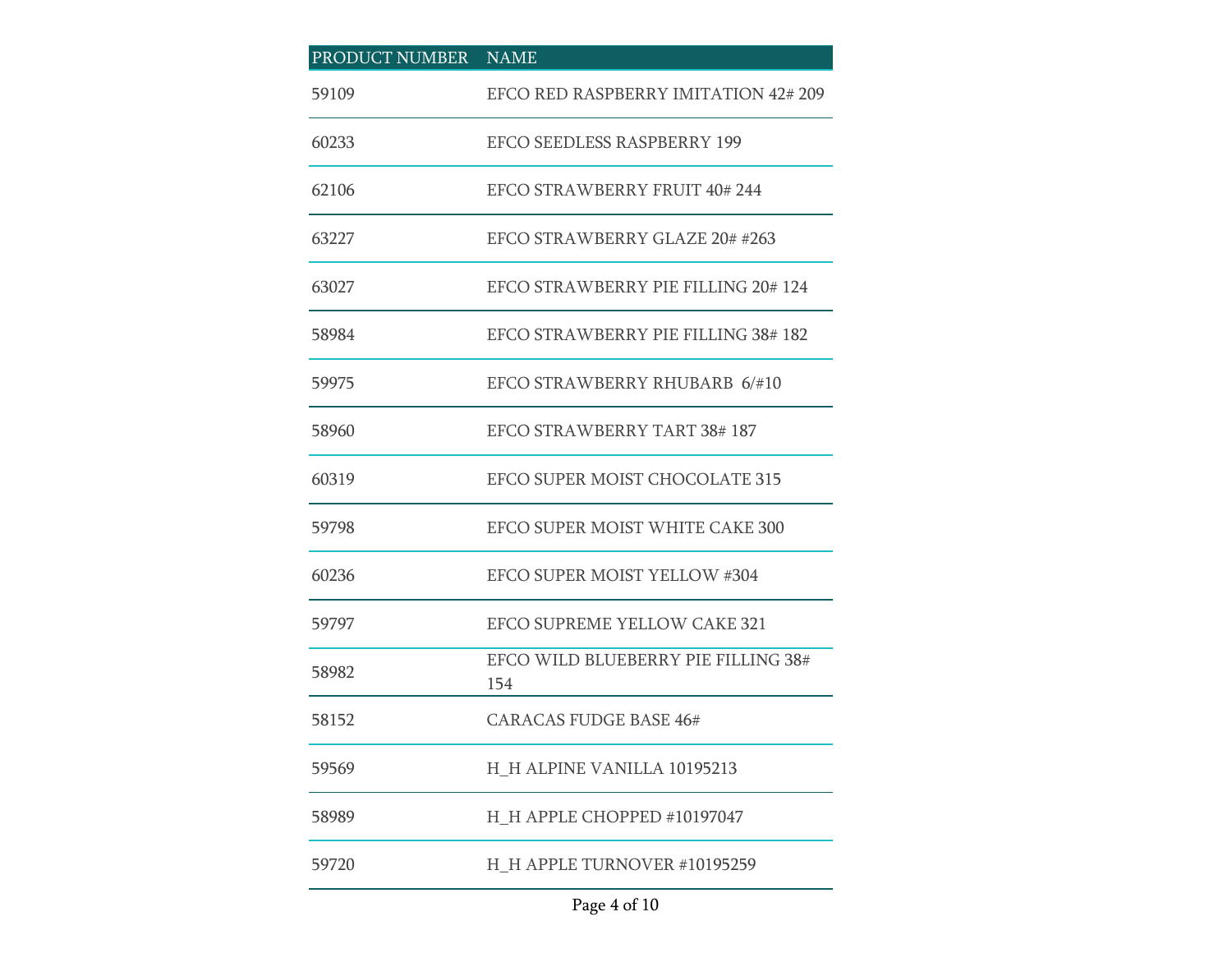| PRODUCT NUMBER | NAME |
|---|---|
| 59109 | EFCO RED RASPBERRY IMITATION 42# 209 |
| 60233 | EFCO SEEDLESS RASPBERRY 199 |
| 62106 | EFCO STRAWBERRY FRUIT 40# 244 |
| 63227 | EFCO STRAWBERRY GLAZE 20# #263 |
| 63027 | EFCO STRAWBERRY PIE FILLING 20# 124 |
| 58984 | EFCO STRAWBERRY PIE FILLING 38# 182 |
| 59975 | EFCO STRAWBERRY RHUBARB 6/#10 |
| 58960 | EFCO STRAWBERRY TART 38# 187 |
| 60319 | EFCO SUPER MOIST CHOCOLATE 315 |
| 59798 | EFCO SUPER MOIST WHITE CAKE 300 |
| 60236 | EFCO SUPER MOIST YELLOW #304 |
| 59797 | EFCO SUPREME YELLOW CAKE 321 |
| 58982 | EFCO WILD BLUEBERRY PIE FILLING 38# 154 |
| 58152 | CARACAS FUDGE BASE 46# |
| 59569 | H_H ALPINE VANILLA 10195213 |
| 58989 | H_H APPLE CHOPPED #10197047 |
| 59720 | H_H APPLE TURNOVER #10195259 |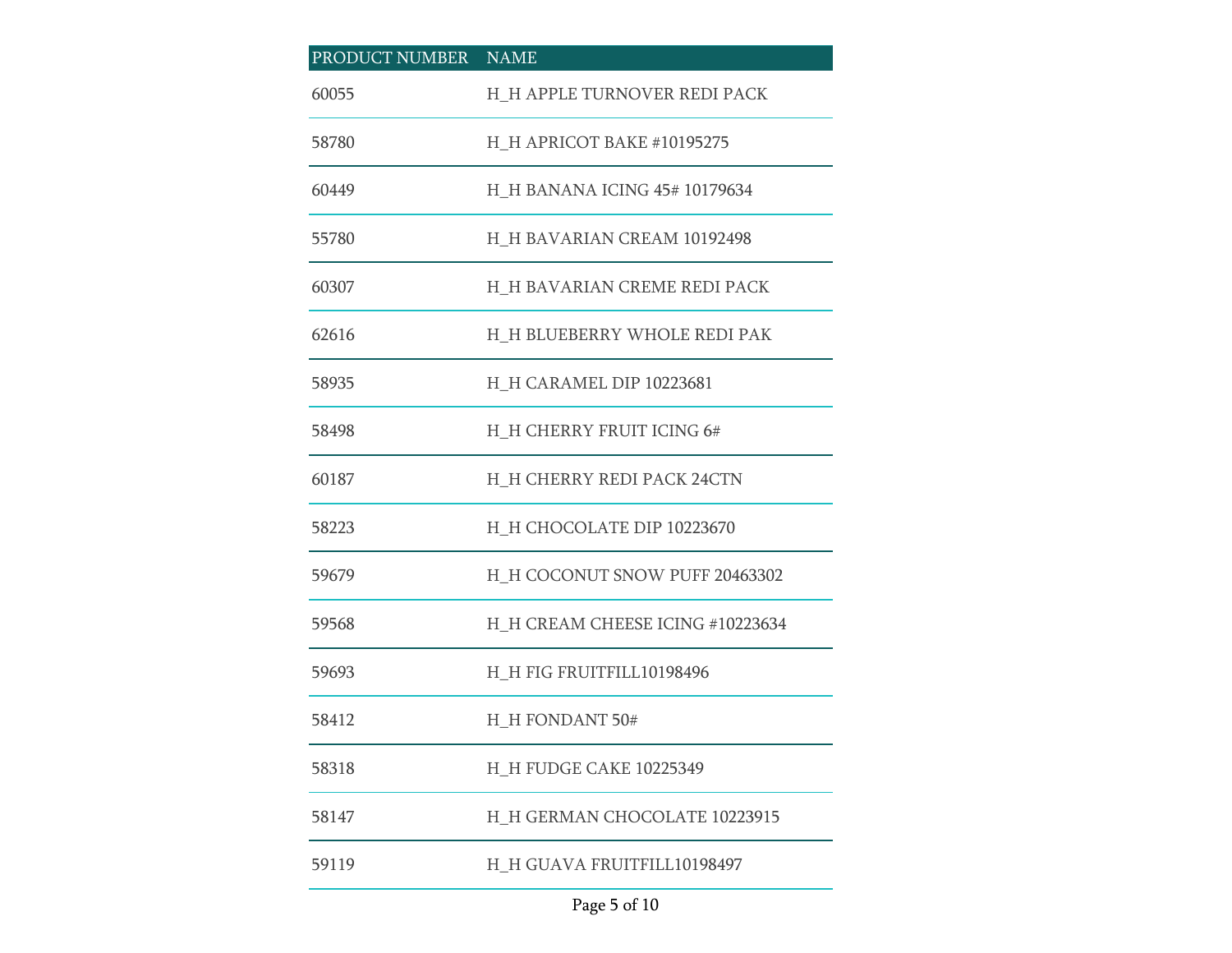| PRODUCT NUMBER | NAME |
|---|---|
| 60055 | H_H APPLE TURNOVER REDI PACK |
| 58780 | H_H APRICOT BAKE #10195275 |
| 60449 | H_H BANANA ICING 45# 10179634 |
| 55780 | H_H BAVARIAN CREAM 10192498 |
| 60307 | H_H BAVARIAN CREME REDI PACK |
| 62616 | H_H BLUEBERRY WHOLE REDI PAK |
| 58935 | H_H CARAMEL DIP 10223681 |
| 58498 | H_H CHERRY FRUIT ICING 6# |
| 60187 | H_H CHERRY REDI PACK 24CTN |
| 58223 | H_H CHOCOLATE DIP 10223670 |
| 59679 | H_H COCONUT SNOW PUFF 20463302 |
| 59568 | H_H CREAM CHEESE ICING #10223634 |
| 59693 | H_H FIG FRUITFILL10198496 |
| 58412 | H_H FONDANT 50# |
| 58318 | H_H FUDGE CAKE 10225349 |
| 58147 | H_H GERMAN CHOCOLATE 10223915 |
| 59119 | H_H GUAVA FRUITFILL10198497 |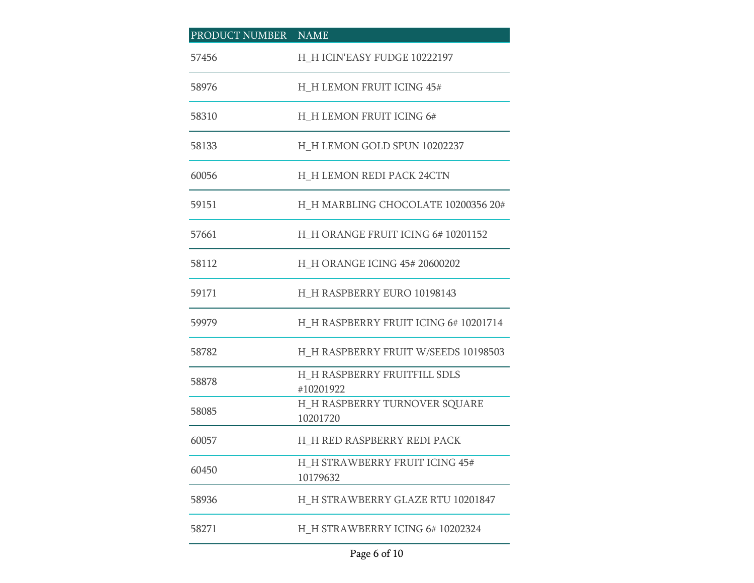| PRODUCT NUMBER | NAME |
|---|---|
| 57456 | H_H ICIN'EASY FUDGE 10222197 |
| 58976 | H_H LEMON FRUIT ICING 45# |
| 58310 | H_H LEMON FRUIT ICING 6# |
| 58133 | H_H LEMON GOLD SPUN 10202237 |
| 60056 | H_H LEMON REDI PACK 24CTN |
| 59151 | H_H MARBLING CHOCOLATE 10200356 20# |
| 57661 | H_H ORANGE FRUIT ICING 6# 10201152 |
| 58112 | H_H ORANGE ICING 45# 20600202 |
| 59171 | H_H RASPBERRY EURO 10198143 |
| 59979 | H_H RASPBERRY FRUIT ICING 6# 10201714 |
| 58782 | H_H RASPBERRY FRUIT W/SEEDS 10198503 |
| 58878 | H_H RASPBERRY FRUITFILL SDLS #10201922 |
| 58085 | H_H RASPBERRY TURNOVER SQUARE 10201720 |
| 60057 | H_H RED RASPBERRY REDI PACK |
| 60450 | H_H STRAWBERRY FRUIT ICING 45# 10179632 |
| 58936 | H_H STRAWBERRY GLAZE RTU 10201847 |
| 58271 | H_H STRAWBERRY ICING 6# 10202324 |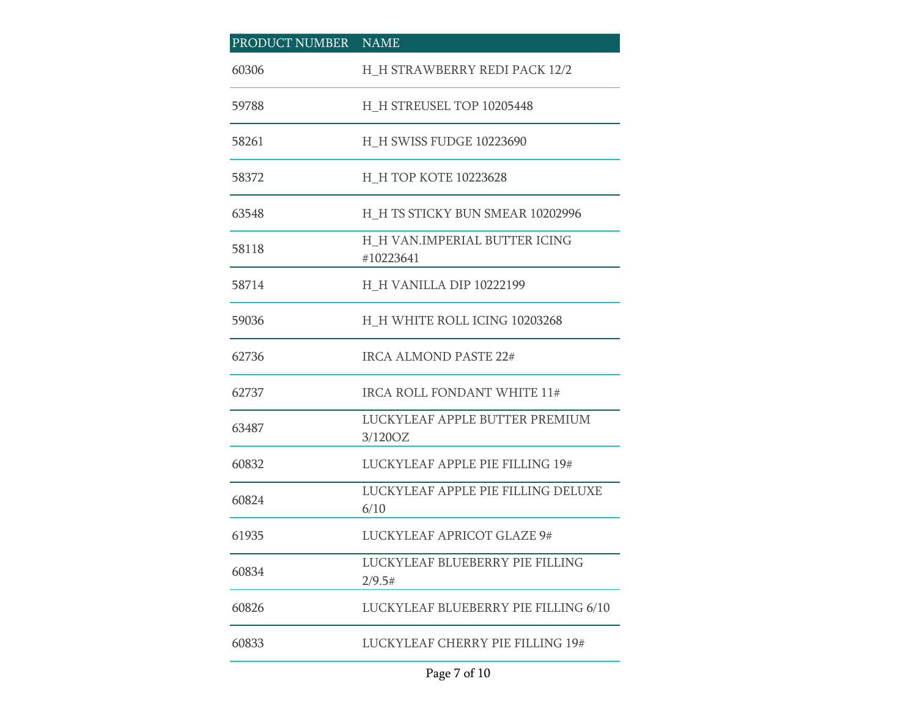| PRODUCT NUMBER | NAME |
| --- | --- |
| 60306 | H_H STRAWBERRY REDI PACK 12/2 |
| 59788 | H_H STREUSEL TOP 10205448 |
| 58261 | H_H SWISS FUDGE 10223690 |
| 58372 | H_H TOP KOTE 10223628 |
| 63548 | H_H TS STICKY BUN SMEAR 10202996 |
| 58118 | H_H VAN.IMPERIAL BUTTER ICING #10223641 |
| 58714 | H_H VANILLA DIP 10222199 |
| 59036 | H_H WHITE ROLL ICING 10203268 |
| 62736 | IRCA ALMOND PASTE 22# |
| 62737 | IRCA ROLL FONDANT WHITE 11# |
| 63487 | LUCKYLEAF APPLE BUTTER PREMIUM 3/120OZ |
| 60832 | LUCKYLEAF APPLE PIE FILLING 19# |
| 60824 | LUCKYLEAF APPLE PIE FILLING DELUXE 6/10 |
| 61935 | LUCKYLEAF APRICOT GLAZE 9# |
| 60834 | LUCKYLEAF BLUEBERRY PIE FILLING 2/9.5# |
| 60826 | LUCKYLEAF BLUEBERRY PIE FILLING 6/10 |
| 60833 | LUCKYLEAF CHERRY PIE FILLING 19# |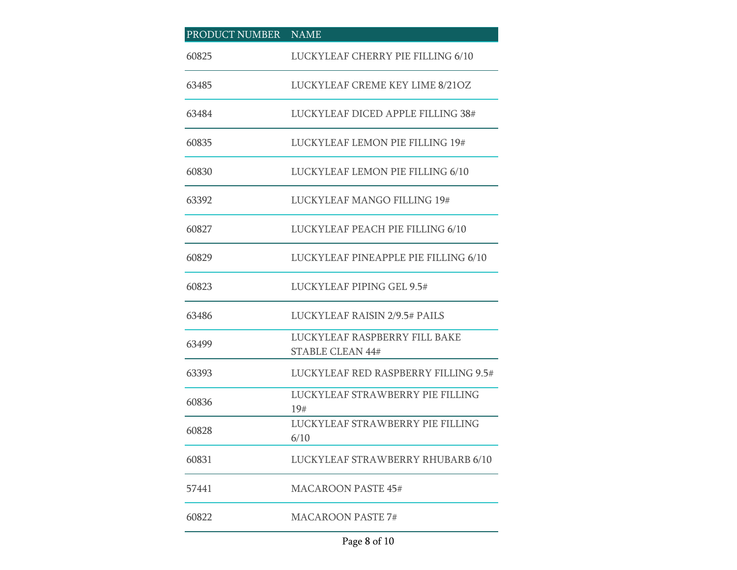| PRODUCT NUMBER | NAME |
| --- | --- |
| 60825 | LUCKYLEAF CHERRY PIE FILLING 6/10 |
| 63485 | LUCKYLEAF CREME KEY LIME 8/21OZ |
| 63484 | LUCKYLEAF DICED APPLE FILLING 38# |
| 60835 | LUCKYLEAF LEMON PIE FILLING 19# |
| 60830 | LUCKYLEAF LEMON PIE FILLING 6/10 |
| 63392 | LUCKYLEAF MANGO FILLING 19# |
| 60827 | LUCKYLEAF PEACH PIE FILLING 6/10 |
| 60829 | LUCKYLEAF PINEAPPLE PIE FILLING 6/10 |
| 60823 | LUCKYLEAF PIPING GEL 9.5# |
| 63486 | LUCKYLEAF RAISIN 2/9.5# PAILS |
| 63499 | LUCKYLEAF RASPBERRY FILL BAKE STABLE CLEAN 44# |
| 63393 | LUCKYLEAF RED RASPBERRY FILLING 9.5# |
| 60836 | LUCKYLEAF STRAWBERRY PIE FILLING 19# |
| 60828 | LUCKYLEAF STRAWBERRY PIE FILLING 6/10 |
| 60831 | LUCKYLEAF STRAWBERRY RHUBARB 6/10 |
| 57441 | MACAROON PASTE 45# |
| 60822 | MACAROON PASTE 7# |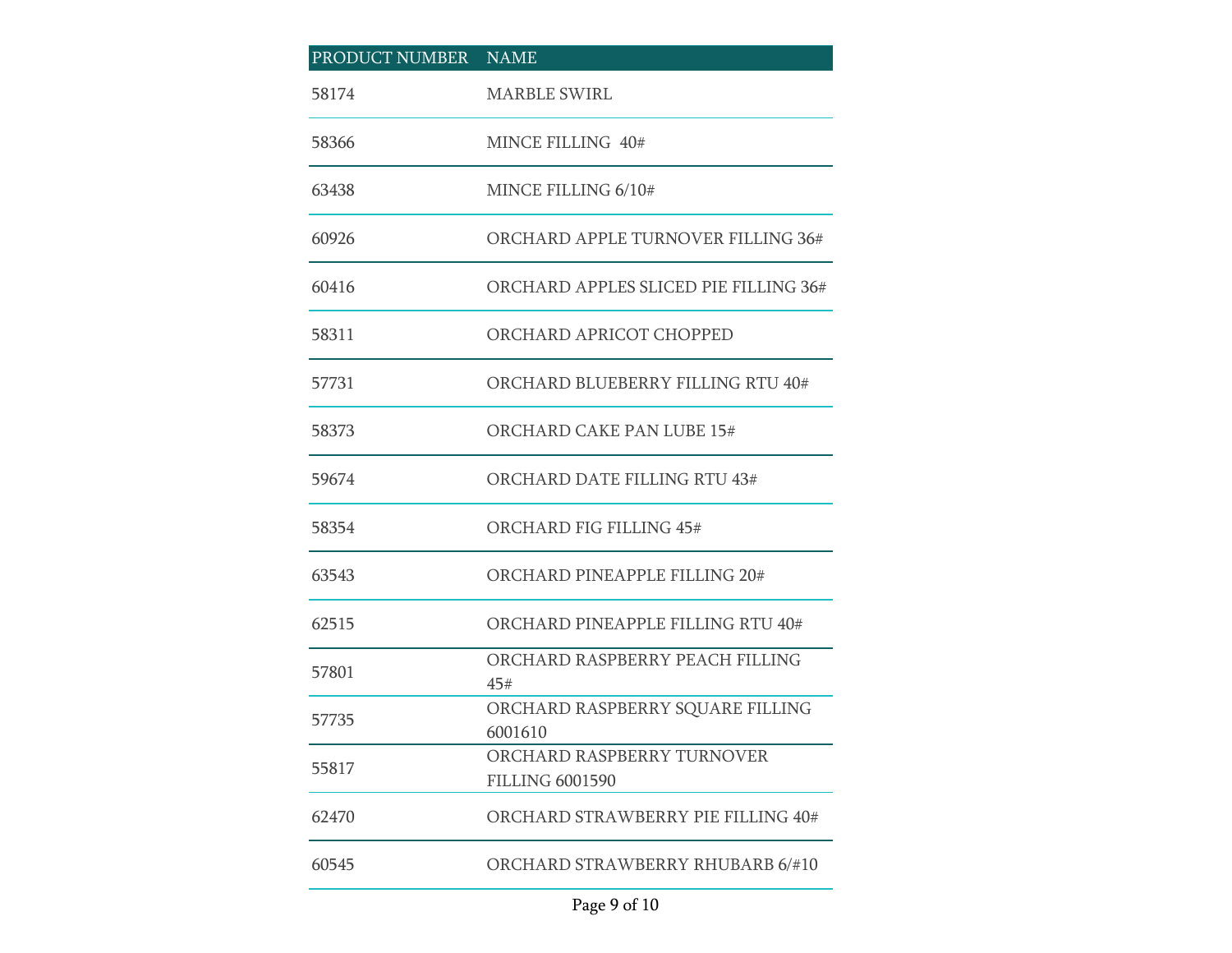| PRODUCT NUMBER | NAME |
|---|---|
| 58174 | MARBLE SWIRL |
| 58366 | MINCE FILLING  40# |
| 63438 | MINCE FILLING 6/10# |
| 60926 | ORCHARD APPLE TURNOVER FILLING 36# |
| 60416 | ORCHARD APPLES SLICED PIE FILLING 36# |
| 58311 | ORCHARD APRICOT CHOPPED |
| 57731 | ORCHARD BLUEBERRY FILLING RTU 40# |
| 58373 | ORCHARD CAKE PAN LUBE 15# |
| 59674 | ORCHARD DATE FILLING RTU 43# |
| 58354 | ORCHARD FIG FILLING 45# |
| 63543 | ORCHARD PINEAPPLE FILLING 20# |
| 62515 | ORCHARD PINEAPPLE FILLING RTU 40# |
| 57801 | ORCHARD RASPBERRY PEACH FILLING 45# |
| 57735 | ORCHARD RASPBERRY SQUARE FILLING 6001610 |
| 55817 | ORCHARD RASPBERRY TURNOVER FILLING 6001590 |
| 62470 | ORCHARD STRAWBERRY PIE FILLING 40# |
| 60545 | ORCHARD STRAWBERRY RHUBARB 6/#10 |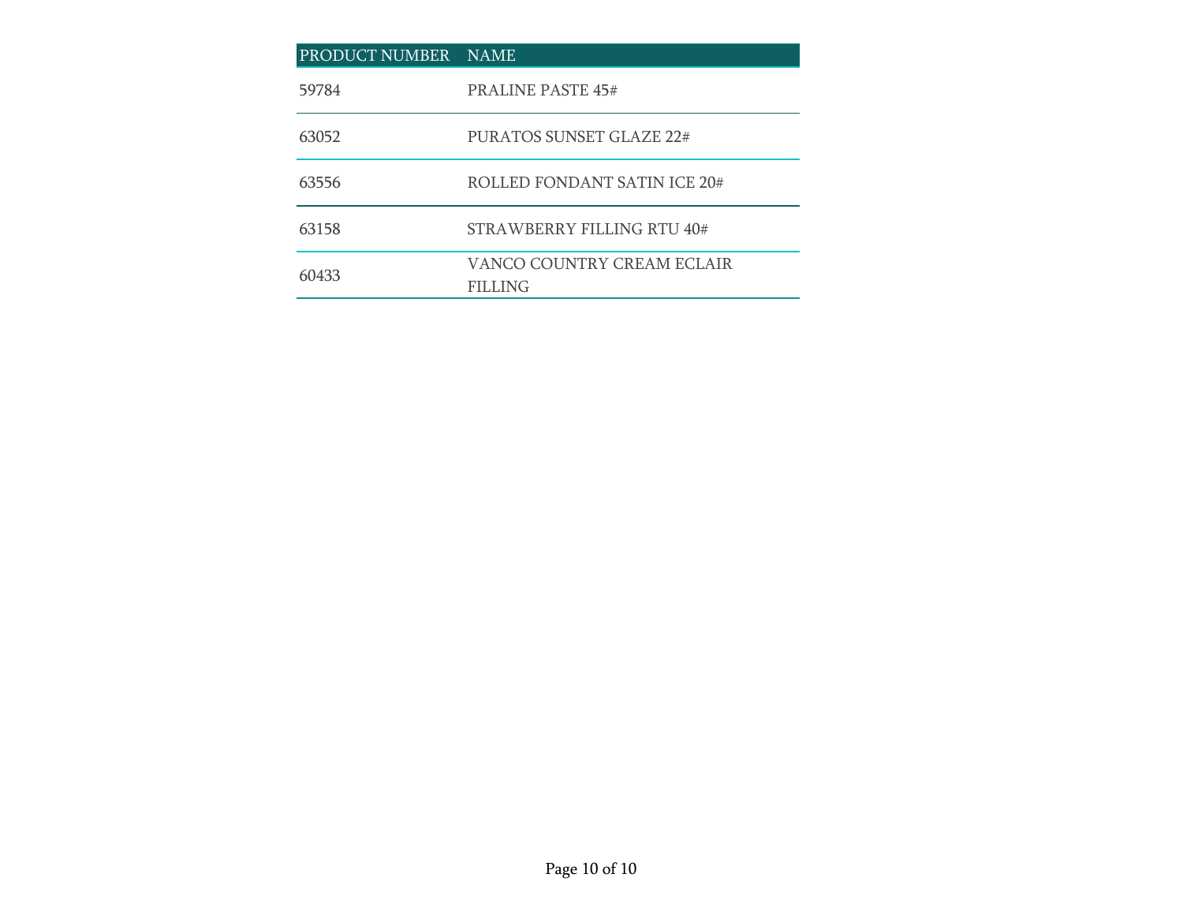| PRODUCT NUMBER | NAME |
| --- | --- |
| 59784 | PRALINE PASTE 45# |
| 63052 | PURATOS SUNSET GLAZE 22# |
| 63556 | ROLLED FONDANT SATIN ICE 20# |
| 63158 | STRAWBERRY FILLING RTU 40# |
| 60433 | VANCO COUNTRY CREAM ECLAIR FILLING |